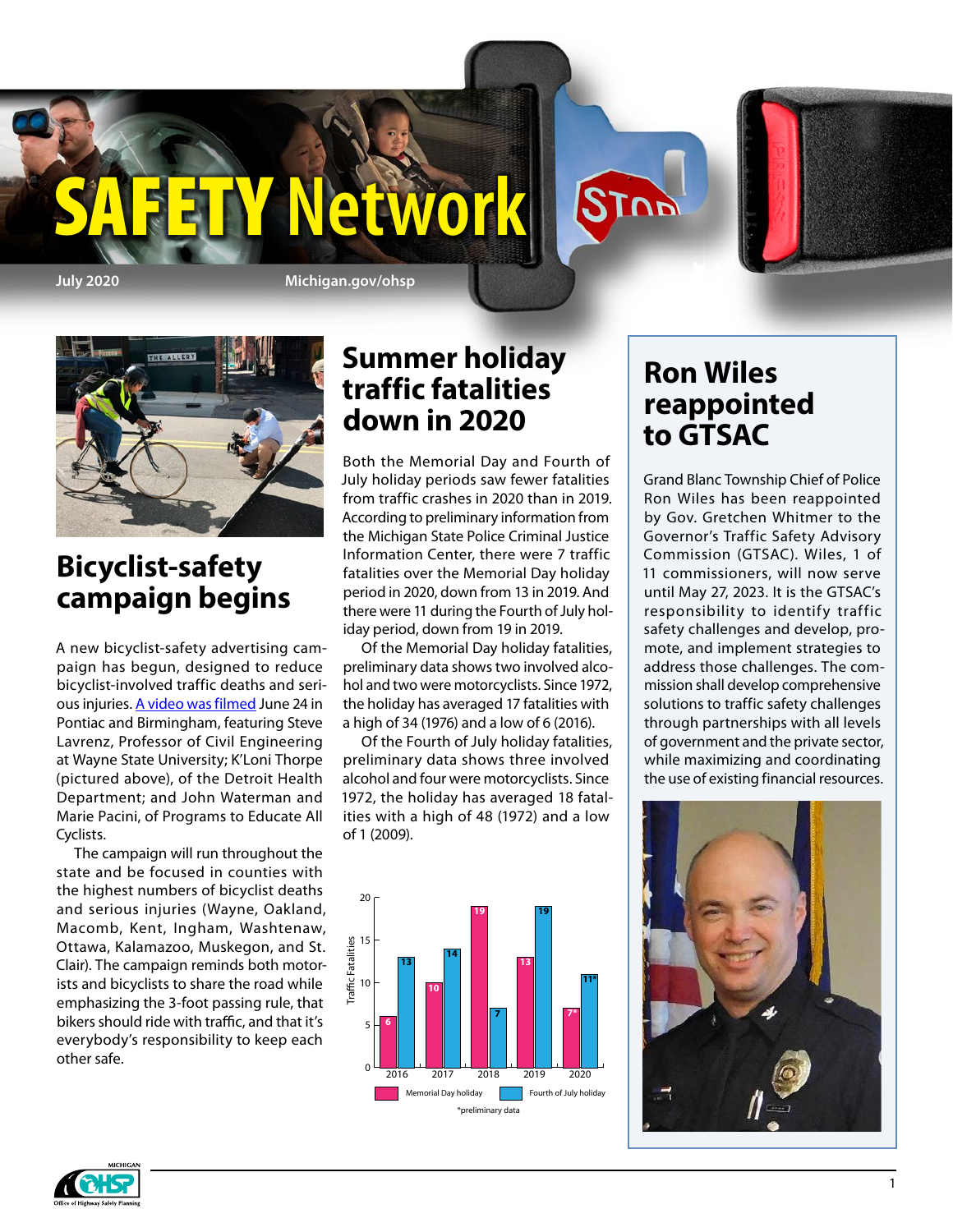# SAFETY Network

July 2020 Michigan.gov/ohsp

## Bicyclist-safety campaign begins

A new bicyclist-safety advertising campaign has begun, designed to reduce bicyclist-involved traffic deaths and serious injuries. A video was filmed June 24 in Pontiac and Birmingham, featuring Steve Lavrenz, Professor of Civil Engineering at Wayne State University; K'Loni Thorpe (pictured above), of the Detroit Health Department; and John Waterman and Marie Pacini, of Programs to Educate All Cyclists.

The campaign will run throughout the state and be focused in counties with the highest numbers of bicyclist deaths and serious injuries (Wayne, Oakland, Macomb, Kent, Ingham, Washtenaw, Ottawa, Kalamazoo, Muskegon, and St. Clair). The campaign reminds both motorists and bicyclists to share the road while emphasizing the 3-foot passing rule, that bikers should ride with traffic, and that it's everybody's responsibility to keep each other safe.

## Summer holiday traffic fatalities down in 2020

Both the Memorial Day and Fourth of July holiday periods saw fewer fatalities from traffic crashes in 2020 than in 2019. According to preliminary information from the Michigan State Police Criminal Justice Information Center, there were 7 traffic fatalities over the Memorial Day holiday period in 2020, down from 13 in 2019. And there were 11 during the Fourth of July holiday period, down from 19 in 2019.

Of the Memorial Day holiday fatalities, preliminary data shows two involved alcohol and two were motorcyclists. Since 1972, the holiday has averaged 17 fatalities with a high of 34 (1976) and a low of 6 (2016).

Of the Fourth of July holiday fatalities, preliminary data shows three involved alcohol and four were motorcyclists. Since 1972, the holiday has averaged 18 fatalities with a high of 48 (1972) and a low of 1 (2009).

| Year | Memorial Day holiday | Fourth of July holiday |
| --- | --- | --- |
| 2016 | 6 | 13 |
| 2017 | 10 | 14 |
| 2018 | 19 | 7 |
| 2019 | 13 | 19 |
| 2020 | 7* | 11* |

*preliminary data

## Ron Wiles reappointed to GTSAC

Grand Blanc Township Chief of Police Ron Wiles has been reappointed by Gov. Gretchen Whitmer to the Governor's Traffic Safety Advisory Commission (GTSAC). Wiles, 1 of 11 commissioners, will now serve until May 27, 2023. It is the GTSAC's responsibility to identify traffic safety challenges and develop, promote, and implement strategies to address those challenges. The commission shall develop comprehensive solutions to traffic safety challenges through partnerships with all levels of government and the private sector, while maximizing and coordinating the use of existing financial resources.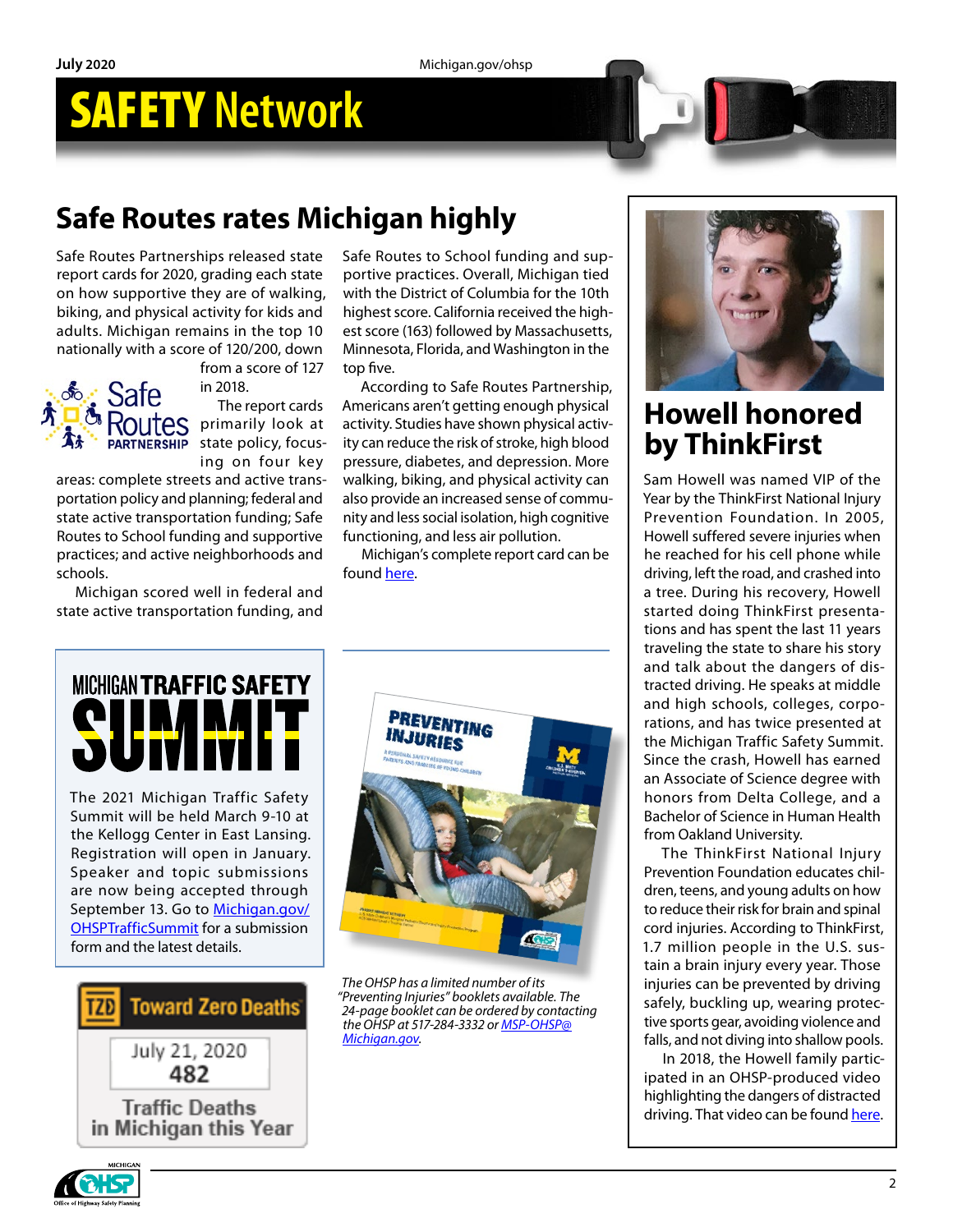# SAFETY Network

## Safe Routes rates Michigan highly

Safe Routes Partnerships released state report cards for 2020, grading each state on how supportive they are of walking, biking, and physical activity for kids and adults. Michigan remains in the top 10 nationally with a score of 120/200, down from a score of 127 in 2018.

The report cards primarily look at state policy, focusing on four key areas: complete streets and active transportation policy and planning; federal and state active transportation funding; Safe Routes to School funding and supportive practices; and active neighborhoods and schools.

Michigan scored well in federal and state active transportation funding, and Safe Routes to School funding and supportive practices. Overall, Michigan tied with the District of Columbia for the 10th highest score. California received the highest score (163) followed by Massachusetts, Minnesota, Florida, and Washington in the top five.

According to Safe Routes Partnership, Americans aren't getting enough physical activity. Studies have shown physical activity can reduce the risk of stroke, high blood pressure, diabetes, and depression. More walking, biking, and physical activity can also provide an increased sense of community and less social isolation, high cognitive functioning, and less air pollution.

Michigan's complete report card can be found here.

## Michigan Traffic Safety Summit

The 2021 Michigan Traffic Safety Summit will be held March 9-10 at the Kellogg Center in East Lansing. Registration will open in January. Speaker and topic submissions are now being accepted through September 13. Go to Michigan.gov/OHSPTrafficSummit for a submission form and the latest details.

*The OHSP has a limited number of its "Preventing Injuries" booklets available. The 24-page booklet can be ordered by contacting the OHSP at 517-284-3332 or MSP-OHSP@Michigan.gov.*

**Toward Zero Deaths**

July 21, 2020
**482**
Traffic Deaths in Michigan this Year

## Howell honored by ThinkFirst

Sam Howell was named VIP of the Year by the ThinkFirst National Injury Prevention Foundation. In 2005, Howell suffered severe injuries when he reached for his cell phone while driving, left the road, and crashed into a tree. During his recovery, Howell started doing ThinkFirst presentations and has spent the last 11 years traveling the state to share his story and talk about the dangers of distracted driving. He speaks at middle and high schools, colleges, corporations, and has twice presented at the Michigan Traffic Safety Summit. Since the crash, Howell has earned an Associate of Science degree with honors from Delta College, and a Bachelor of Science in Human Health from Oakland University.

The ThinkFirst National Injury Prevention Foundation educates children, teens, and young adults on how to reduce their risk for brain and spinal cord injuries. According to ThinkFirst, 1.7 million people in the U.S. sustain a brain injury every year. Those injuries can be prevented by driving safely, buckling up, wearing protective sports gear, avoiding violence and falls, and not diving into shallow pools.

In 2018, the Howell family participated in an OHSP-produced video highlighting the dangers of distracted driving. That video can be found here.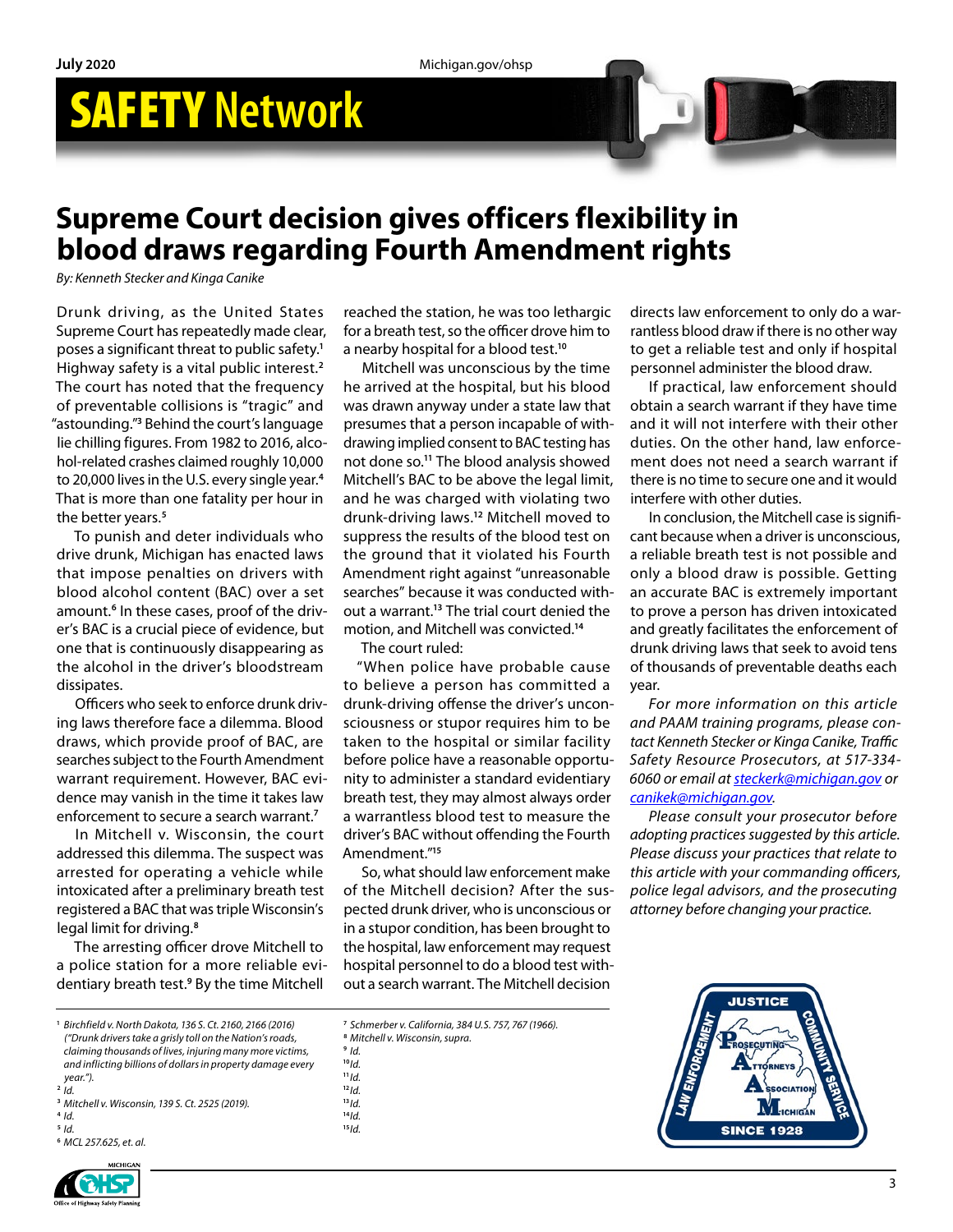# SAFETY Network

## Supreme Court decision gives officers flexibility in blood draws regarding Fourth Amendment rights

*By: Kenneth Stecker and Kinga Canike*

Drunk driving, as the United States Supreme Court has repeatedly made clear, poses a significant threat to public safety.[1] Highway safety is a vital public interest.[2] The court has noted that the frequency of preventable collisions is "tragic" and "astounding."[3] Behind the court's language lie chilling figures. From 1982 to 2016, alcohol-related crashes claimed roughly 10,000 to 20,000 lives in the U.S. every single year.[4] That is more than one fatality per hour in the better years.[5]

To punish and deter individuals who drive drunk, Michigan has enacted laws that impose penalties on drivers with blood alcohol content (BAC) over a set amount.[6] In these cases, proof of the driver's BAC is a crucial piece of evidence, but one that is continuously disappearing as the alcohol in the driver's bloodstream dissipates.

Officers who seek to enforce drunk driving laws therefore face a dilemma. Blood draws, which provide proof of BAC, are searches subject to the Fourth Amendment warrant requirement. However, BAC evidence may vanish in the time it takes law enforcement to secure a search warrant.[7]

In Mitchell v. Wisconsin, the court addressed this dilemma. The suspect was arrested for operating a vehicle while intoxicated after a preliminary breath test registered a BAC that was triple Wisconsin's legal limit for driving.[8]

The arresting officer drove Mitchell to a police station for a more reliable evidentiary breath test.[9] By the time Mitchell reached the station, he was too lethargic for a breath test, so the officer drove him to a nearby hospital for a blood test.[10]

Mitchell was unconscious by the time he arrived at the hospital, but his blood was drawn anyway under a state law that presumes that a person incapable of withdrawing implied consent to BAC testing has not done so.[11] The blood analysis showed Mitchell's BAC to be above the legal limit, and he was charged with violating two drunk-driving laws.[12] Mitchell moved to suppress the results of the blood test on the ground that it violated his Fourth Amendment right against "unreasonable searches" because it was conducted without a warrant.[13] The trial court denied the motion, and Mitchell was convicted.[14]

The court ruled:

"When police have probable cause to believe a person has committed a drunk-driving offense the driver's unconsciousness or stupor requires him to be taken to the hospital or similar facility before police have a reasonable opportunity to administer a standard evidentiary breath test, they may almost always order a warrantless blood test to measure the driver's BAC without offending the Fourth Amendment."[15]

So, what should law enforcement make of the Mitchell decision? After the suspected drunk driver, who is unconscious or in a stupor condition, has been brought to the hospital, law enforcement may request hospital personnel to do a blood test without a search warrant. The Mitchell decision directs law enforcement to only do a warrantless blood draw if there is no other way to get a reliable test and only if hospital personnel administer the blood draw.

If practical, law enforcement should obtain a search warrant if they have time and it will not interfere with their other duties. On the other hand, law enforcement does not need a search warrant if there is no time to secure one and it would interfere with other duties.

In conclusion, the Mitchell case is significant because when a driver is unconscious, a reliable breath test is not possible and only a blood draw is possible. Getting an accurate BAC is extremely important to prove a person has driven intoxicated and greatly facilitates the enforcement of drunk driving laws that seek to avoid tens of thousands of preventable deaths each year.

*For more information on this article and PAAM training programs, please contact Kenneth Stecker or Kinga Canike, Traffic Safety Resource Prosecutors, at 517-334-6060 or email at steckerk@michigan.gov or canikek@michigan.gov.*

*Please consult your prosecutor before adopting practices suggested by this article. Please discuss your practices that relate to this article with your commanding officers, police legal advisors, and the prosecuting attorney before changing your practice.*

---

[1] *Birchfield v. North Dakota, 136 S. Ct. 2160, 2166 (2016) ("Drunk drivers take a grisly toll on the Nation's roads, claiming thousands of lives, injuring many more victims, and inflicting billions of dollars in property damage every year.").*
[2] *Id.*
[3] *Mitchell v. Wisconsin, 139 S. Ct. 2525 (2019).*
[4] *Id.*
[5] *Id.*
[6] *MCL 257.625, et. al.*
[7] *Schmerber v. California, 384 U.S. 757, 767 (1966).*
[8] *Mitchell v. Wisconsin, supra.*
[9] *Id.*
[10] *Id.*
[11] *Id.*
[12] *Id.*
[13] *Id.*
[14] *Id.*
[15] *Id.*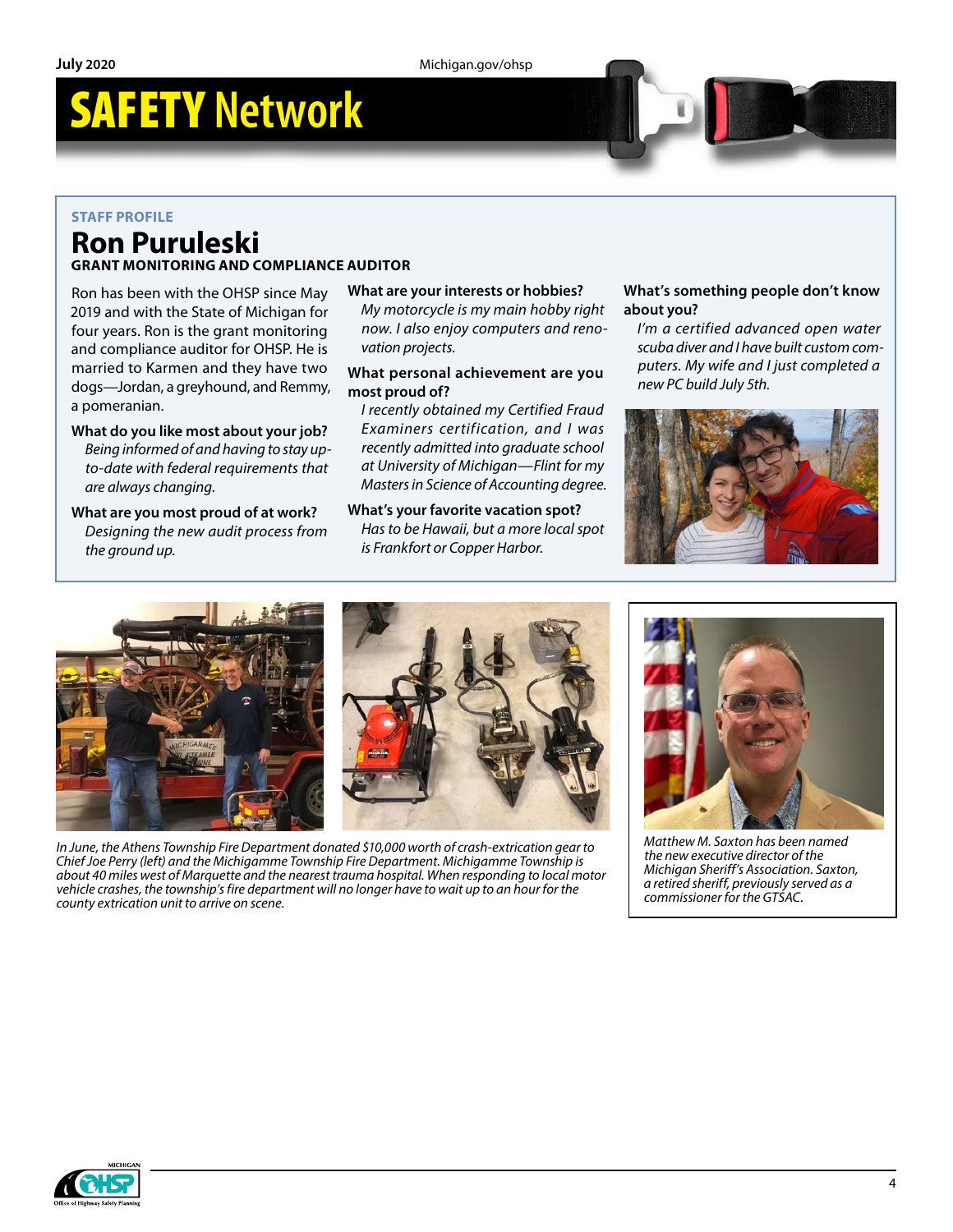# SAFETY Network

## STAFF PROFILE

## Ron Puruleski

**GRANT MONITORING AND COMPLIANCE AUDITOR**

Ron has been with the OHSP since May 2019 and with the State of Michigan for four years. Ron is the grant monitoring and compliance auditor for OHSP. He is married to Karmen and they have two dogs—Jordan, a greyhound, and Remmy, a pomeranian.

**What do you like most about your job?**
*Being informed of and having to stay up-to-date with federal requirements that are always changing.*

**What are you most proud of at work?**
*Designing the new audit process from the ground up.*

**What are your interests or hobbies?**
*My motorcycle is my main hobby right now. I also enjoy computers and renovation projects.*

**What personal achievement are you most proud of?**
*I recently obtained my Certified Fraud Examiners certification, and I was recently admitted into graduate school at University of Michigan—Flint for my Masters in Science of Accounting degree.*

**What's your favorite vacation spot?**
*Has to be Hawaii, but a more local spot is Frankfort or Copper Harbor.*

**What's something people don't know about you?**
*I'm a certified advanced open water scuba diver and I have built custom computers. My wife and I just completed a new PC build July 5th.*

*In June, the Athens Township Fire Department donated $10,000 worth of crash-extrication gear to Chief Joe Perry (left) and the Michigamme Township Fire Department. Michigamme Township is about 40 miles west of Marquette and the nearest trauma hospital. When responding to local motor vehicle crashes, the township's fire department will no longer have to wait up to an hour for the county extrication unit to arrive on scene.*

*Matthew M. Saxton has been named the new executive director of the Michigan Sheriff's Association. Saxton, a retired sheriff, previously served as a commissioner for the GTSAC.*